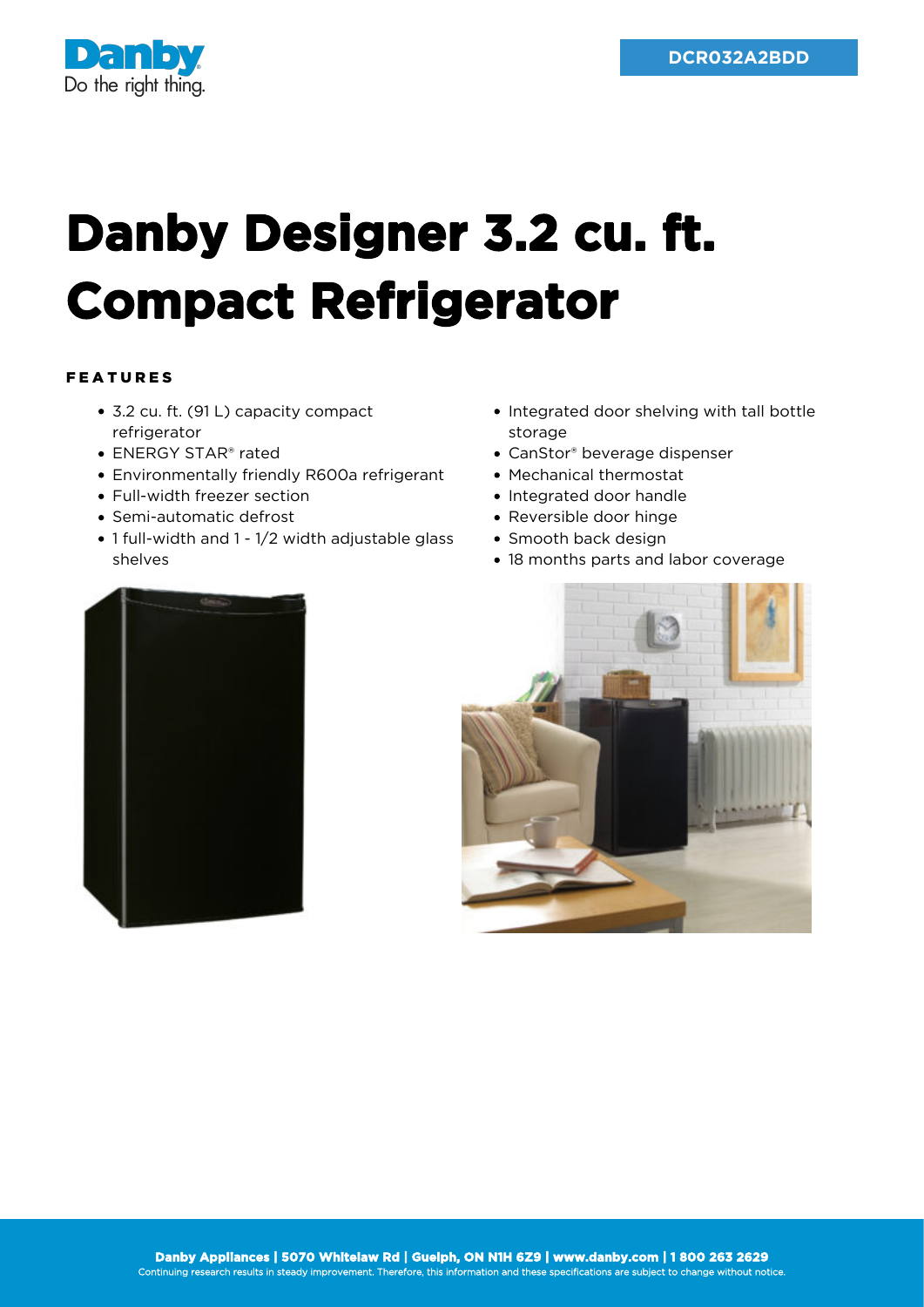DCR032A2BDD

# Danby Designer 3.2 cu. ft. Compact Refrigerator

## FEATURES

- 3.2 cu. ft. (91 L) capacity compact refrigerator
- ENERGY STAR® rated
- Environmentally friendly R600a refrigerant
- Full-width freezer section
- Semi-automatic defrost
- 1 full-width and 1 - 1/2 width adjustable glass shelves
- Integrated door shelving with tall bottle storage
- CanStor® beverage dispenser
- Mechanical thermostat
- Integrated door handle
- Reversible door hinge
- Smooth back design
- 18 months parts and labor coverage

**Danby Appliances | 5070 Whitelaw Rd | Guelph, ON N1H 6Z9 | www.danby.com | 1 800 263 2629**

Continuing research results in steady improvement. Therefore, this information and these specifications are subject to change without notice.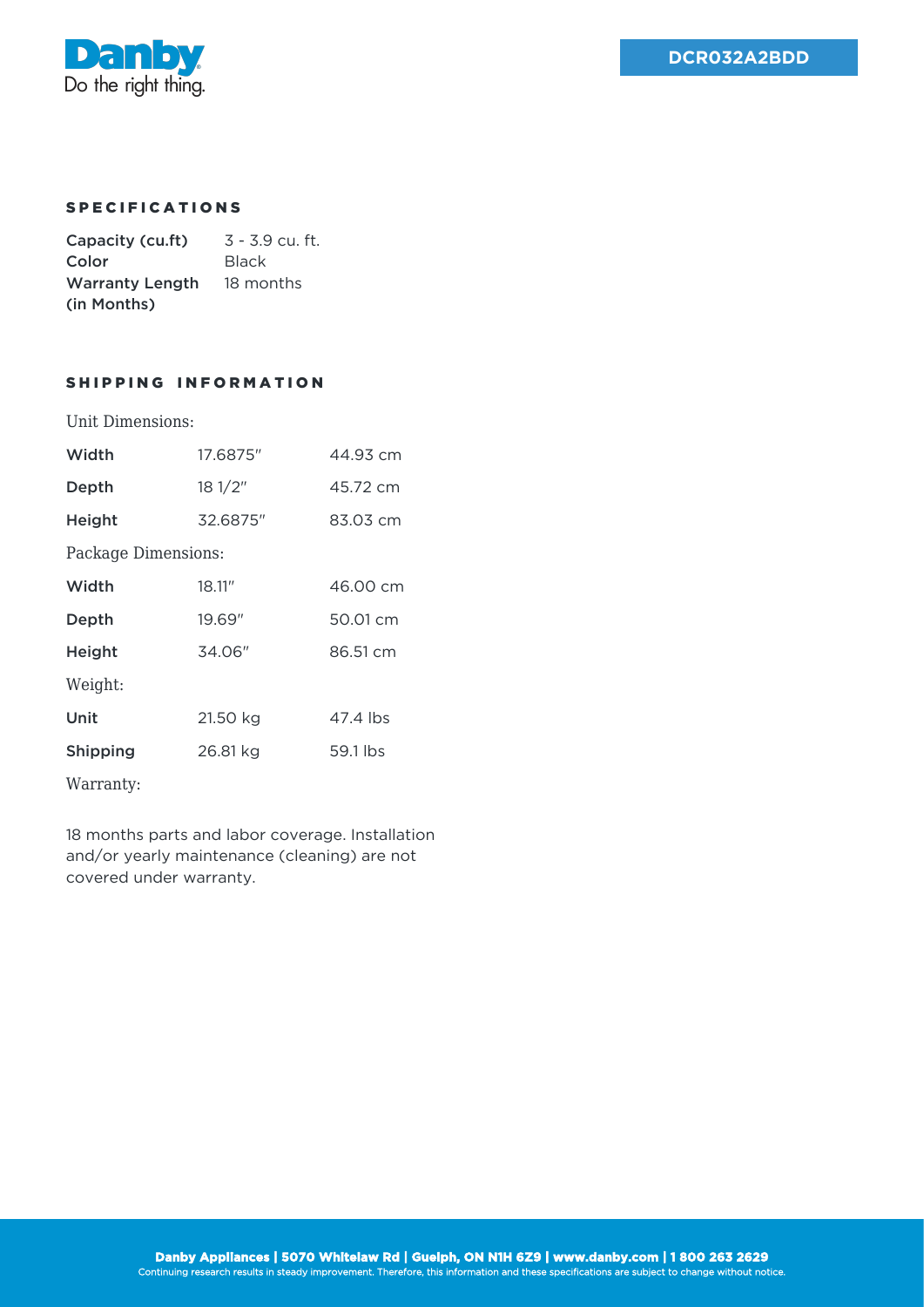Danby
Do the right thing.

DCR032A2BDD

## SPECIFICATIONS

| | |
|---|---|
| **Capacity (cu.ft)** | 3 - 3.9 cu. ft. |
| **Color** | Black |
| **Warranty Length (in Months)** | 18 months |

## SHIPPING INFORMATION

Unit Dimensions:

| | | |
|---|---|---|
| **Width** | 17.6875″ | 44.93 cm |
| **Depth** | 18 1/2″ | 45.72 cm |
| **Height** | 32.6875″ | 83.03 cm |

Package Dimensions:

| | | |
|---|---|---|
| **Width** | 18.11″ | 46.00 cm |
| **Depth** | 19.69″ | 50.01 cm |
| **Height** | 34.06″ | 86.51 cm |

Weight:

| | | |
|---|---|---|
| **Unit** | 21.50 kg | 47.4 lbs |
| **Shipping** | 26.81 kg | 59.1 lbs |

Warranty:

18 months parts and labor coverage. Installation and/or yearly maintenance (cleaning) are not covered under warranty.

**Danby Appliances | 5070 Whitelaw Rd | Guelph, ON N1H 6Z9 | www.danby.com | 1 800 263 2629**
Continuing research results in steady improvement. Therefore, this information and these specifications are subject to change without notice.